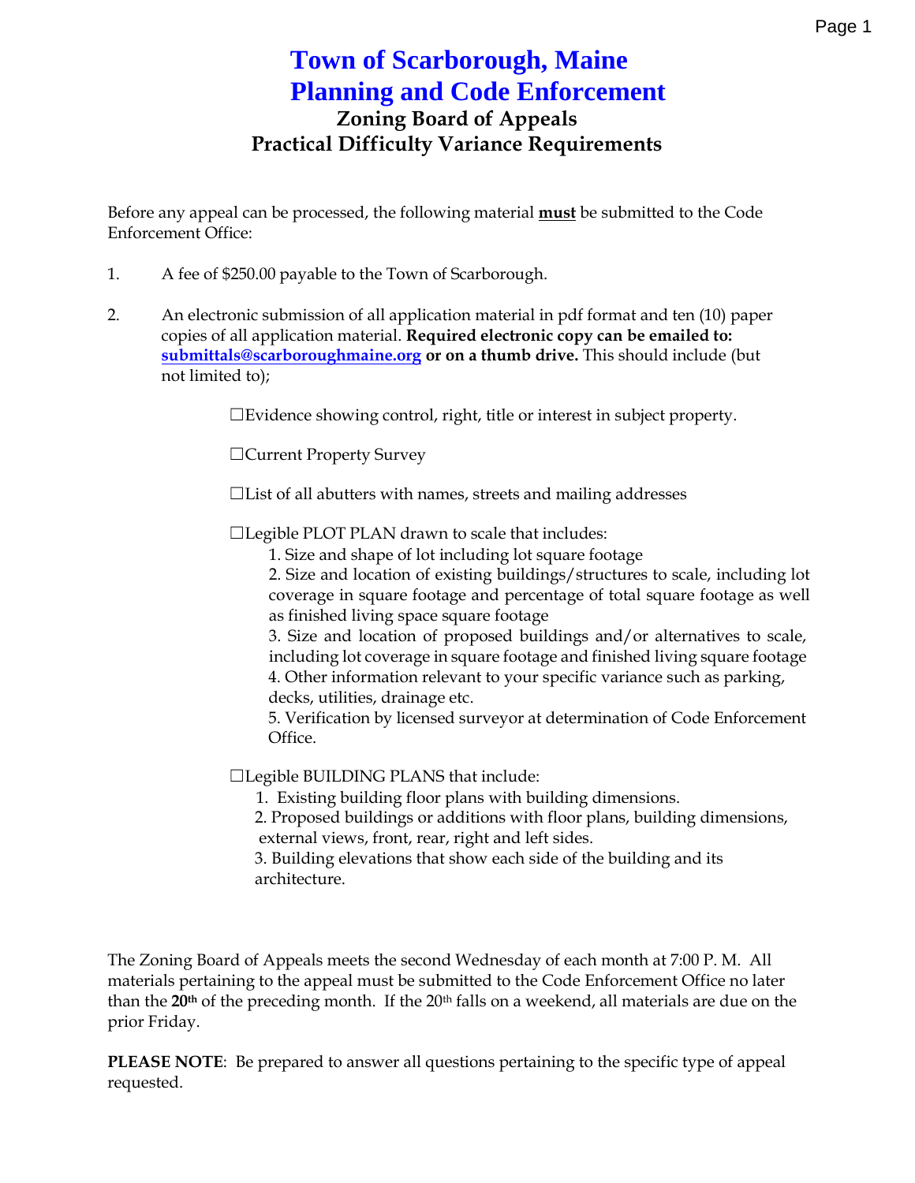# Town of Scarborough, Maine
# Planning and Code Enforcement

## Zoning Board of Appeals
## Practical Difficulty Variance Requirements

Before any appeal can be processed, the following material **must** be submitted to the Code Enforcement Office:

1. A fee of $250.00 payable to the Town of Scarborough.

2. An electronic submission of all application material in pdf format and ten (10) paper copies of all application material. **Required electronic copy can be emailed to: submittals@scarboroughmaine.org or on a thumb drive.** This should include (but not limited to);

   ☐Evidence showing control, right, title or interest in subject property.

   ☐Current Property Survey

   ☐List of all abutters with names, streets and mailing addresses

   ☐Legible PLOT PLAN drawn to scale that includes:
   1. Size and shape of lot including lot square footage
   2. Size and location of existing buildings/structures to scale, including lot coverage in square footage and percentage of total square footage as well as finished living space square footage
   3. Size and location of proposed buildings and/or alternatives to scale, including lot coverage in square footage and finished living square footage
   4. Other information relevant to your specific variance such as parking, decks, utilities, drainage etc.
   5. Verification by licensed surveyor at determination of Code Enforcement Office.

   ☐Legible BUILDING PLANS that include:
   1. Existing building floor plans with building dimensions.
   2. Proposed buildings or additions with floor plans, building dimensions, external views, front, rear, right and left sides.
   3. Building elevations that show each side of the building and its architecture.

The Zoning Board of Appeals meets the second Wednesday of each month at 7:00 P. M. All materials pertaining to the appeal must be submitted to the Code Enforcement Office no later than the **20th** of the preceding month. If the 20th falls on a weekend, all materials are due on the prior Friday.

**PLEASE NOTE**: Be prepared to answer all questions pertaining to the specific type of appeal requested.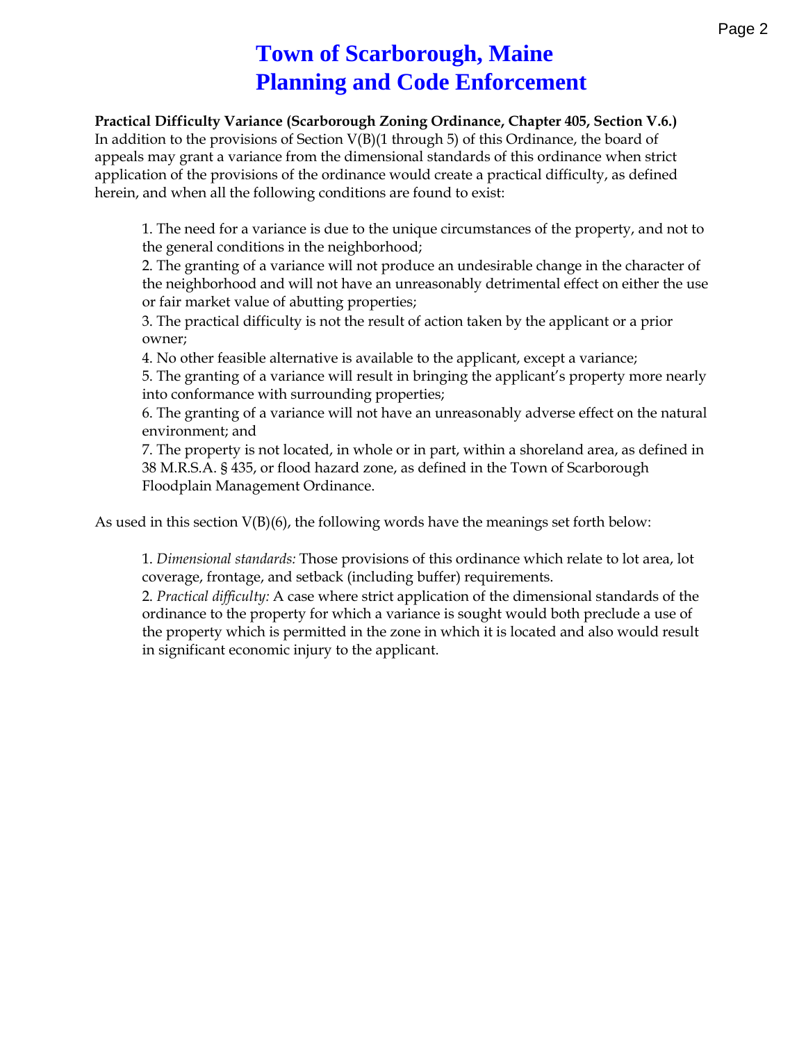# Town of Scarborough, Maine
# Planning and Code Enforcement

**Practical Difficulty Variance (Scarborough Zoning Ordinance, Chapter 405, Section V.6.)**
In addition to the provisions of Section V(B)(1 through 5) of this Ordinance, the board of appeals may grant a variance from the dimensional standards of this ordinance when strict application of the provisions of the ordinance would create a practical difficulty, as defined herein, and when all the following conditions are found to exist:

1. The need for a variance is due to the unique circumstances of the property, and not to the general conditions in the neighborhood;
2. The granting of a variance will not produce an undesirable change in the character of the neighborhood and will not have an unreasonably detrimental effect on either the use or fair market value of abutting properties;
3. The practical difficulty is not the result of action taken by the applicant or a prior owner;
4. No other feasible alternative is available to the applicant, except a variance;
5. The granting of a variance will result in bringing the applicant's property more nearly into conformance with surrounding properties;
6. The granting of a variance will not have an unreasonably adverse effect on the natural environment; and
7. The property is not located, in whole or in part, within a shoreland area, as defined in 38 M.R.S.A. § 435, or flood hazard zone, as defined in the Town of Scarborough Floodplain Management Ordinance.

As used in this section V(B)(6), the following words have the meanings set forth below:

1. *Dimensional standards:* Those provisions of this ordinance which relate to lot area, lot coverage, frontage, and setback (including buffer) requirements.
2. *Practical difficulty:* A case where strict application of the dimensional standards of the ordinance to the property for which a variance is sought would both preclude a use of the property which is permitted in the zone in which it is located and also would result in significant economic injury to the applicant.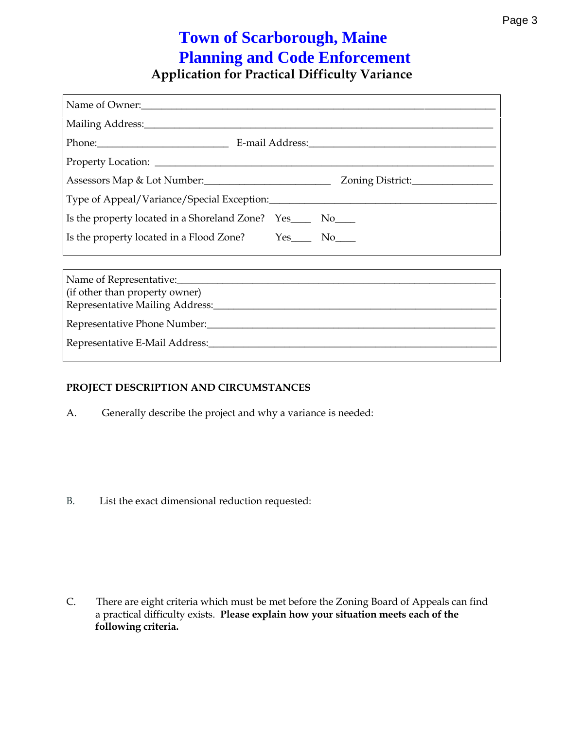# Town of Scarborough, Maine
# Planning and Code Enforcement
## Application for Practical Difficulty Variance

Name of Owner:______________________________________________________________________

Mailing Address:_____________________________________________________________________

Phone:________________________ E-mail Address:___________________________________

Property Location: ___________________________________________________________________

Assessors Map & Lot Number:_______________________ Zoning District:______________

Type of Appeal/Variance/Special Exception:___________________________________________

Is the property located in a Shoreland Zone? Yes____ No____

Is the property located in a Flood Zone? Yes____ No____

Name of Representative:_______________________________________________________________
(if other than property owner)

Representative Mailing Address:_______________________________________________________

Representative Phone Number:__________________________________________________________

Representative E-Mail Address:________________________________________________________

**PROJECT DESCRIPTION AND CIRCUMSTANCES**

A. Generally describe the project and why a variance is needed:

B. List the exact dimensional reduction requested:

C. There are eight criteria which must be met before the Zoning Board of Appeals can find a practical difficulty exists. **Please explain how your situation meets each of the following criteria.**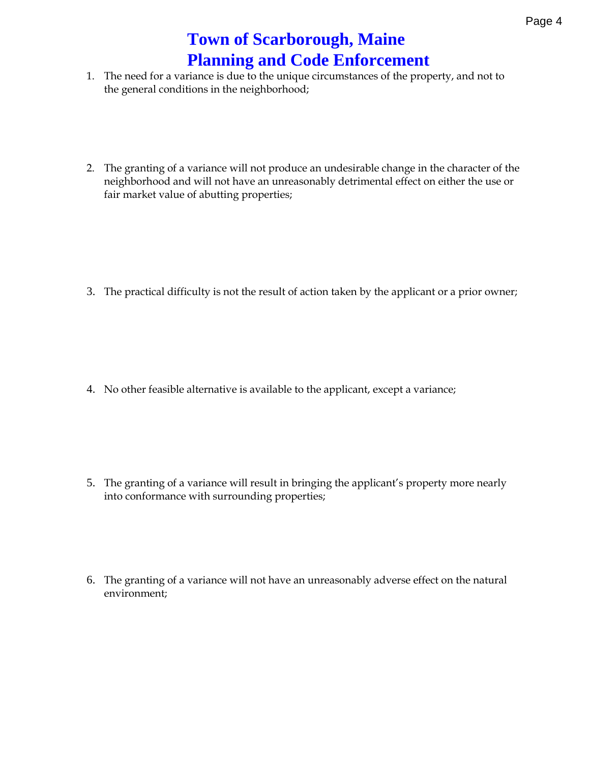# Town of Scarborough, Maine
# Planning and Code Enforcement

1. The need for a variance is due to the unique circumstances of the property, and not to the general conditions in the neighborhood;

2. The granting of a variance will not produce an undesirable change in the character of the neighborhood and will not have an unreasonably detrimental effect on either the use or fair market value of abutting properties;

3. The practical difficulty is not the result of action taken by the applicant or a prior owner;

4. No other feasible alternative is available to the applicant, except a variance;

5. The granting of a variance will result in bringing the applicant's property more nearly into conformance with surrounding properties;

6. The granting of a variance will not have an unreasonably adverse effect on the natural environment;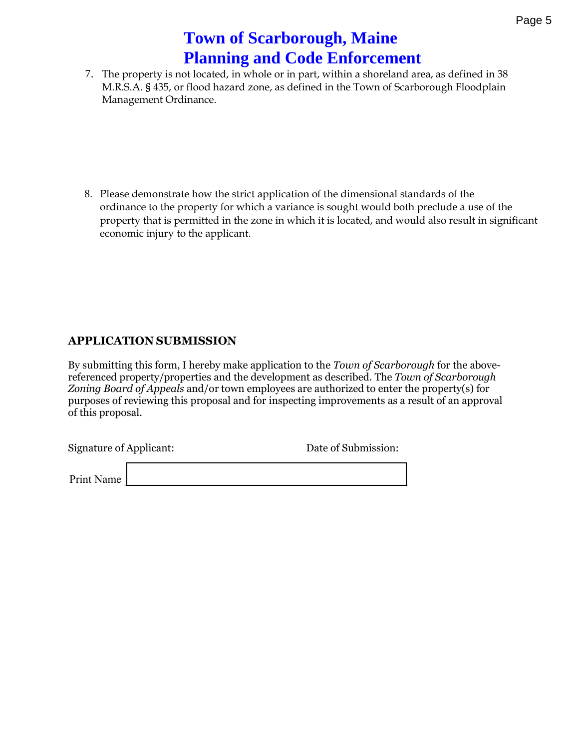# Town of Scarborough, Maine
# Planning and Code Enforcement

7. The property is not located, in whole or in part, within a shoreland area, as defined in 38 M.R.S.A. § 435, or flood hazard zone, as defined in the Town of Scarborough Floodplain Management Ordinance.

8. Please demonstrate how the strict application of the dimensional standards of the ordinance to the property for which a variance is sought would both preclude a use of the property that is permitted in the zone in which it is located, and would also result in significant economic injury to the applicant.

## APPLICATION SUBMISSION

By submitting this form, I hereby make application to the *Town of Scarborough* for the above-referenced property/properties and the development as described. The *Town of Scarborough Zoning Board of Appeals* and/or town employees are authorized to enter the property(s) for purposes of reviewing this proposal and for inspecting improvements as a result of an approval of this proposal.

Signature of Applicant: Date of Submission:

Print Name